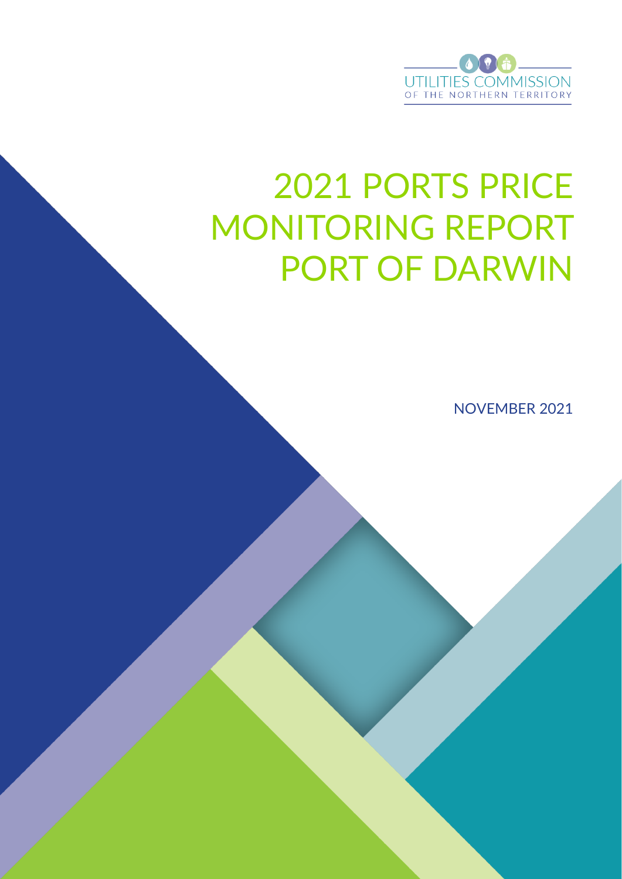UTILITIES COMMISSION
OF THE NORTHERN TERRITORY

# 2021 PORTS PRICE MONITORING REPORT PORT OF DARWIN

NOVEMBER 2021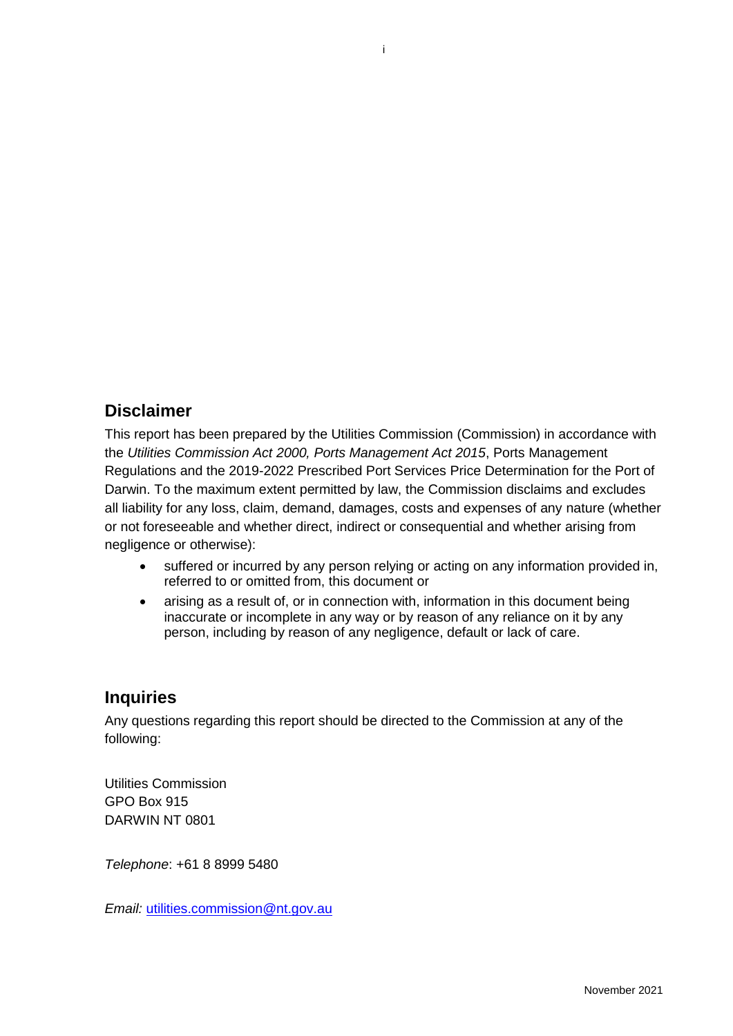## Disclaimer

This report has been prepared by the Utilities Commission (Commission) in accordance with the *Utilities Commission Act 2000, Ports Management Act 2015*, Ports Management Regulations and the 2019-2022 Prescribed Port Services Price Determination for the Port of Darwin. To the maximum extent permitted by law, the Commission disclaims and excludes all liability for any loss, claim, demand, damages, costs and expenses of any nature (whether or not foreseeable and whether direct, indirect or consequential and whether arising from negligence or otherwise):

- suffered or incurred by any person relying or acting on any information provided in, referred to or omitted from, this document or
- arising as a result of, or in connection with, information in this document being inaccurate or incomplete in any way or by reason of any reliance on it by any person, including by reason of any negligence, default or lack of care.

## Inquiries

Any questions regarding this report should be directed to the Commission at any of the following:

Utilities Commission  
GPO Box 915  
DARWIN NT 0801

*Telephone*: +61 8 8999 5480

*Email:* utilities.commission@nt.gov.au

November 2021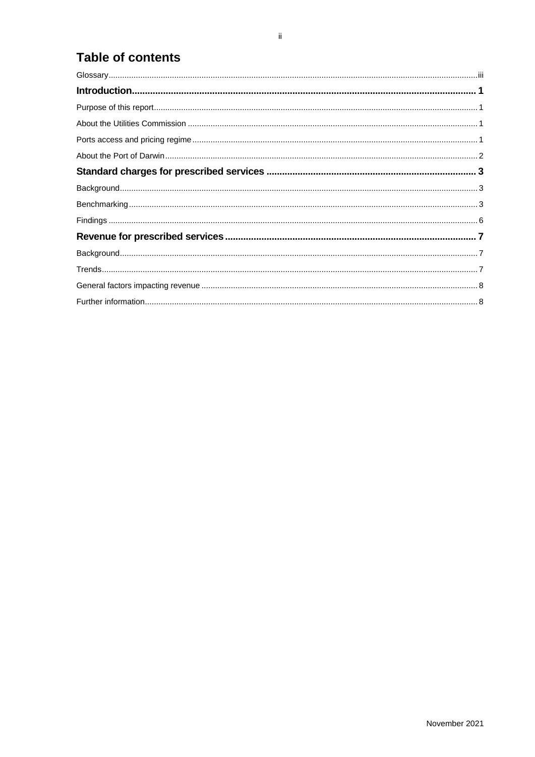# Table of contents

Glossary ..... iii

**Introduction ..... 1**

Purpose of this report ..... 1

About the Utilities Commission ..... 1

Ports access and pricing regime ..... 1

About the Port of Darwin ..... 2

**Standard charges for prescribed services ..... 3**

Background ..... 3

Benchmarking ..... 3

Findings ..... 6

**Revenue for prescribed services ..... 7**

Background ..... 7

Trends ..... 7

General factors impacting revenue ..... 8

Further information ..... 8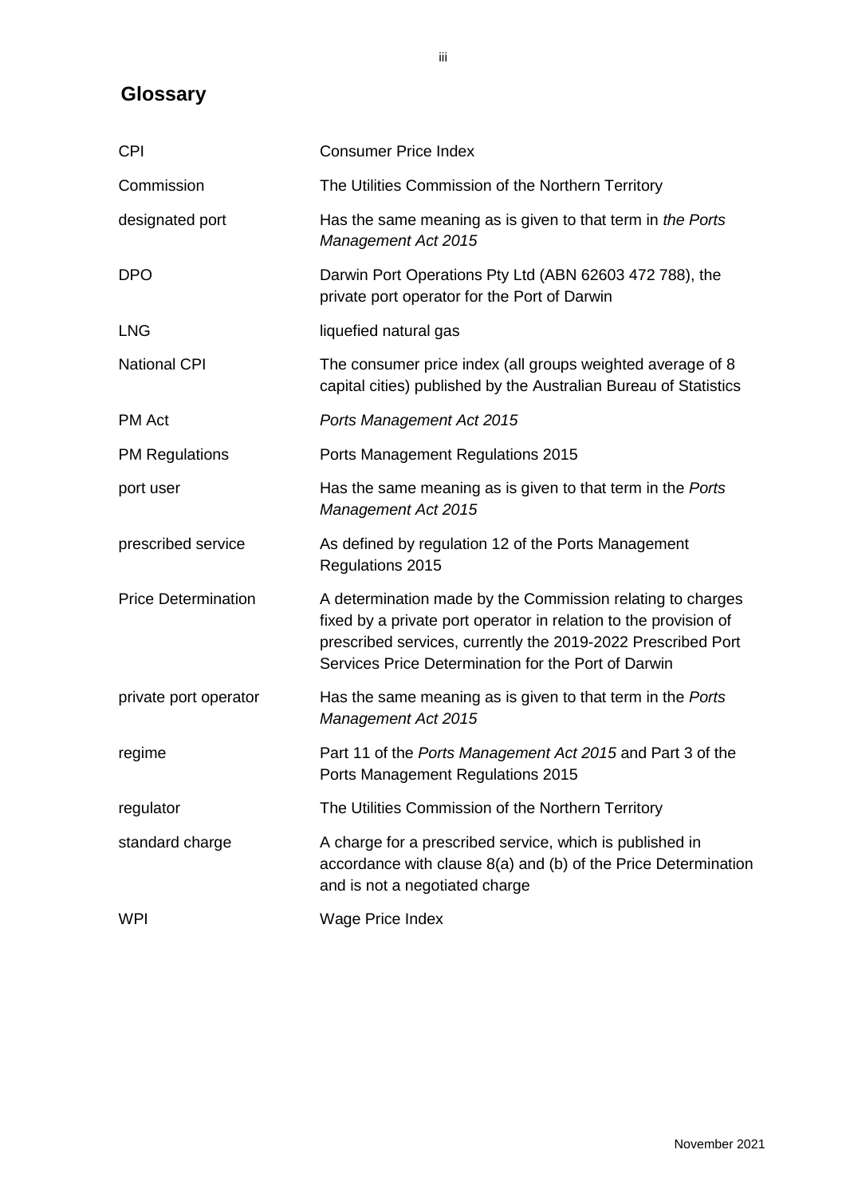## Glossary

| | |
|---|---|
| CPI | Consumer Price Index |
| Commission | The Utilities Commission of the Northern Territory |
| designated port | Has the same meaning as is given to that term in *the Ports Management Act 2015* |
| DPO | Darwin Port Operations Pty Ltd (ABN 62603 472 788), the private port operator for the Port of Darwin |
| LNG | liquefied natural gas |
| National CPI | The consumer price index (all groups weighted average of 8 capital cities) published by the Australian Bureau of Statistics |
| PM Act | *Ports Management Act 2015* |
| PM Regulations | Ports Management Regulations 2015 |
| port user | Has the same meaning as is given to that term in the *Ports Management Act 2015* |
| prescribed service | As defined by regulation 12 of the Ports Management Regulations 2015 |
| Price Determination | A determination made by the Commission relating to charges fixed by a private port operator in relation to the provision of prescribed services, currently the 2019-2022 Prescribed Port Services Price Determination for the Port of Darwin |
| private port operator | Has the same meaning as is given to that term in the *Ports Management Act 2015* |
| regime | Part 11 of the *Ports Management Act 2015* and Part 3 of the Ports Management Regulations 2015 |
| regulator | The Utilities Commission of the Northern Territory |
| standard charge | A charge for a prescribed service, which is published in accordance with clause 8(a) and (b) of the Price Determination and is not a negotiated charge |
| WPI | Wage Price Index |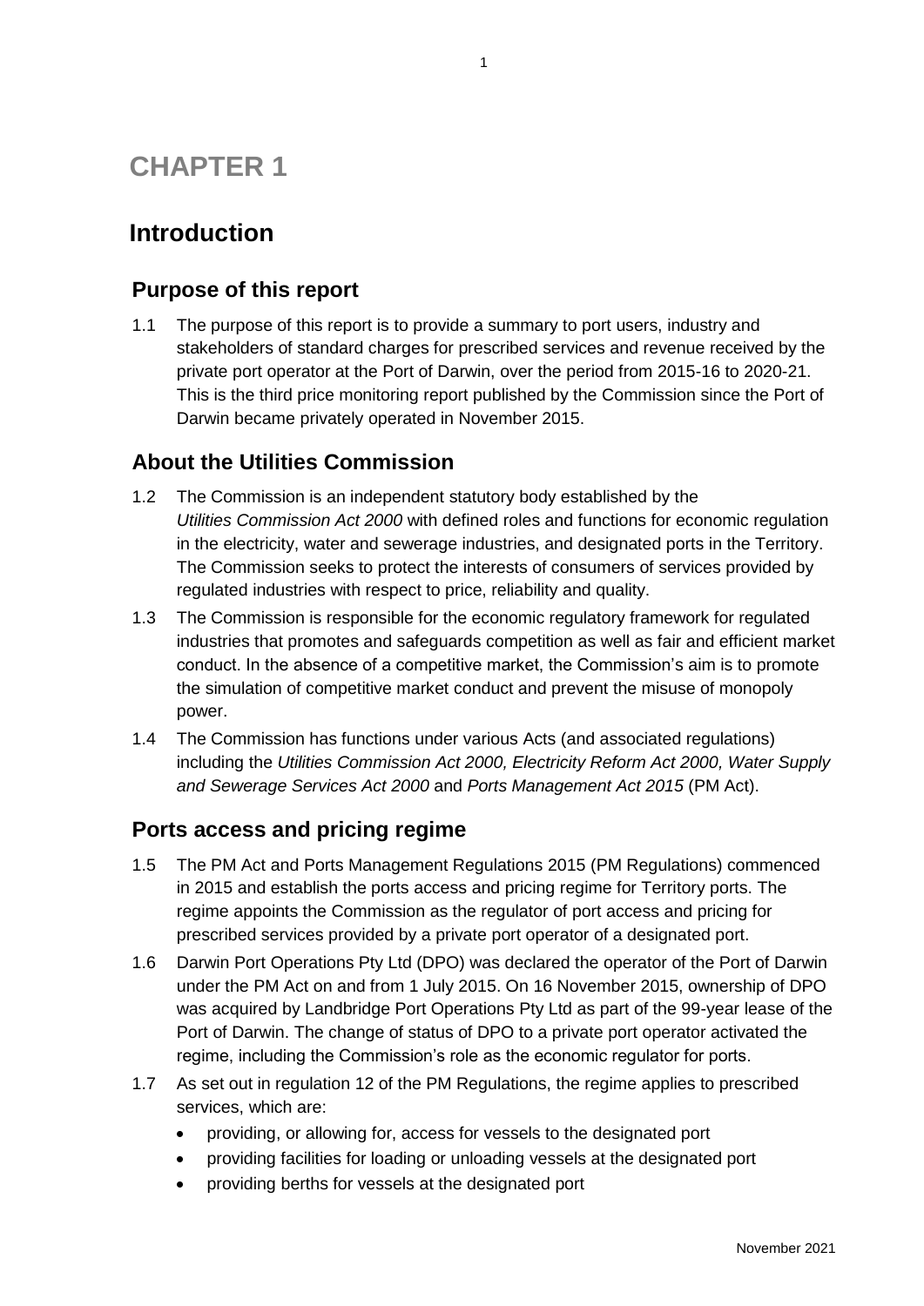# CHAPTER 1

## Introduction

### Purpose of this report

1.1 The purpose of this report is to provide a summary to port users, industry and stakeholders of standard charges for prescribed services and revenue received by the private port operator at the Port of Darwin, over the period from 2015-16 to 2020-21. This is the third price monitoring report published by the Commission since the Port of Darwin became privately operated in November 2015.

### About the Utilities Commission

1.2 The Commission is an independent statutory body established by the *Utilities Commission Act 2000* with defined roles and functions for economic regulation in the electricity, water and sewerage industries, and designated ports in the Territory. The Commission seeks to protect the interests of consumers of services provided by regulated industries with respect to price, reliability and quality.

1.3 The Commission is responsible for the economic regulatory framework for regulated industries that promotes and safeguards competition as well as fair and efficient market conduct. In the absence of a competitive market, the Commission's aim is to promote the simulation of competitive market conduct and prevent the misuse of monopoly power.

1.4 The Commission has functions under various Acts (and associated regulations) including the *Utilities Commission Act 2000, Electricity Reform Act 2000, Water Supply and Sewerage Services Act 2000* and *Ports Management Act 2015* (PM Act).

### Ports access and pricing regime

1.5 The PM Act and Ports Management Regulations 2015 (PM Regulations) commenced in 2015 and establish the ports access and pricing regime for Territory ports. The regime appoints the Commission as the regulator of port access and pricing for prescribed services provided by a private port operator of a designated port.

1.6 Darwin Port Operations Pty Ltd (DPO) was declared the operator of the Port of Darwin under the PM Act on and from 1 July 2015. On 16 November 2015, ownership of DPO was acquired by Landbridge Port Operations Pty Ltd as part of the 99-year lease of the Port of Darwin. The change of status of DPO to a private port operator activated the regime, including the Commission's role as the economic regulator for ports.

1.7 As set out in regulation 12 of the PM Regulations, the regime applies to prescribed services, which are:

- providing, or allowing for, access for vessels to the designated port
- providing facilities for loading or unloading vessels at the designated port
- providing berths for vessels at the designated port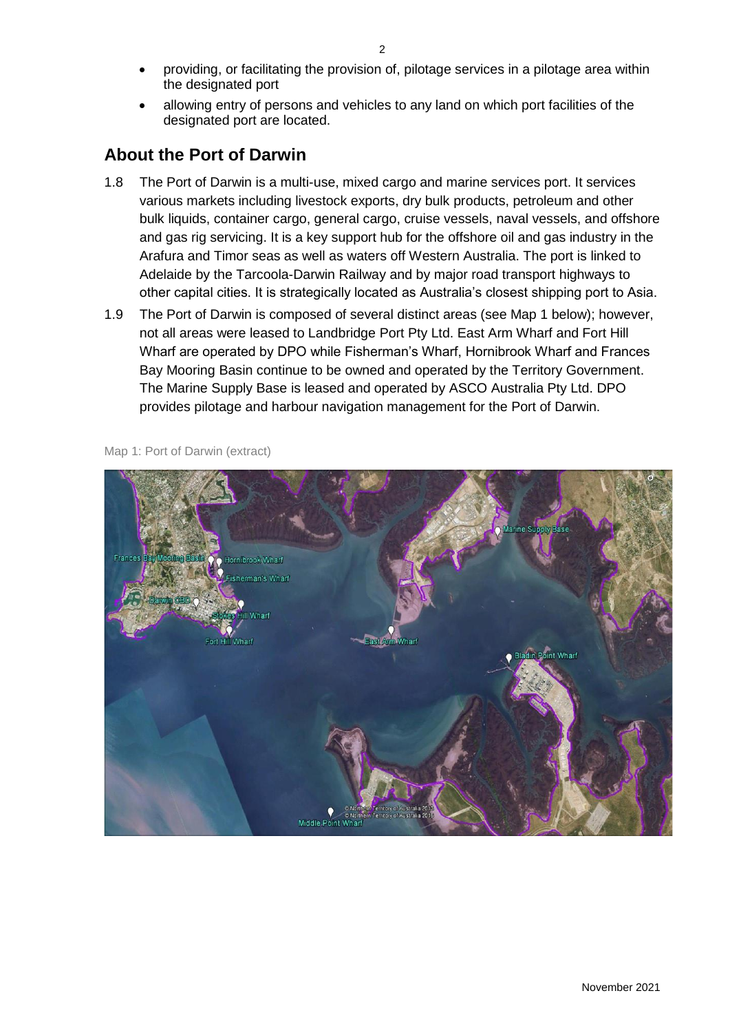- providing, or facilitating the provision of, pilotage services in a pilotage area within the designated port
- allowing entry of persons and vehicles to any land on which port facilities of the designated port are located.

## About the Port of Darwin

1.8 The Port of Darwin is a multi-use, mixed cargo and marine services port. It services various markets including livestock exports, dry bulk products, petroleum and other bulk liquids, container cargo, general cargo, cruise vessels, naval vessels, and offshore and gas rig servicing. It is a key support hub for the offshore oil and gas industry in the Arafura and Timor seas as well as waters off Western Australia. The port is linked to Adelaide by the Tarcoola-Darwin Railway and by major road transport highways to other capital cities. It is strategically located as Australia's closest shipping port to Asia.

1.9 The Port of Darwin is composed of several distinct areas (see Map 1 below); however, not all areas were leased to Landbridge Port Pty Ltd. East Arm Wharf and Fort Hill Wharf are operated by DPO while Fisherman's Wharf, Hornibrook Wharf and Frances Bay Mooring Basin continue to be owned and operated by the Territory Government. The Marine Supply Base is leased and operated by ASCO Australia Pty Ltd. DPO provides pilotage and harbour navigation management for the Port of Darwin.

Map 1: Port of Darwin (extract)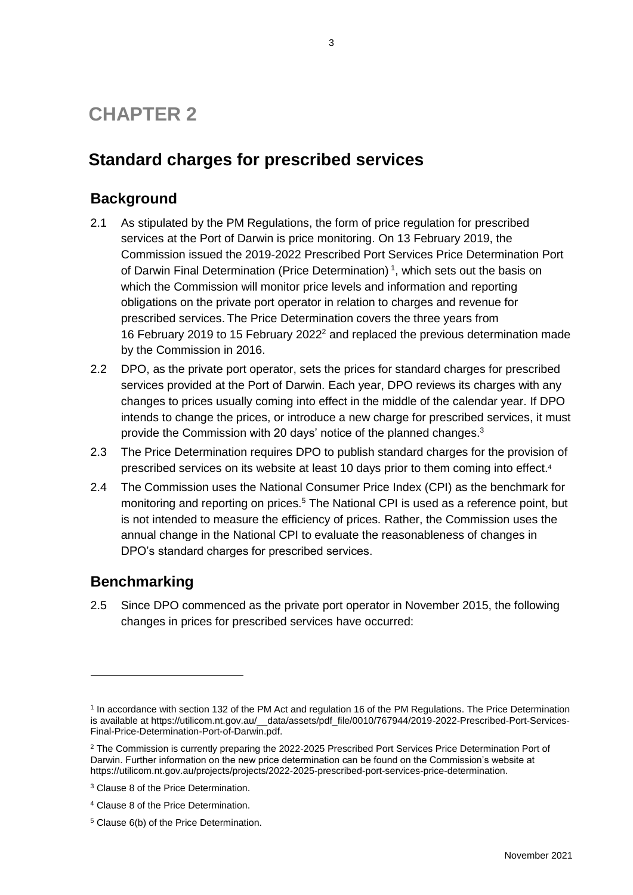# CHAPTER 2

## Standard charges for prescribed services

### Background

2.1 As stipulated by the PM Regulations, the form of price regulation for prescribed services at the Port of Darwin is price monitoring. On 13 February 2019, the Commission issued the 2019-2022 Prescribed Port Services Price Determination Port of Darwin Final Determination (Price Determination) [1], which sets out the basis on which the Commission will monitor price levels and information and reporting obligations on the private port operator in relation to charges and revenue for prescribed services. The Price Determination covers the three years from 16 February 2019 to 15 February 2022[2] and replaced the previous determination made by the Commission in 2016.

2.2 DPO, as the private port operator, sets the prices for standard charges for prescribed services provided at the Port of Darwin. Each year, DPO reviews its charges with any changes to prices usually coming into effect in the middle of the calendar year. If DPO intends to change the prices, or introduce a new charge for prescribed services, it must provide the Commission with 20 days' notice of the planned changes.[3]

2.3 The Price Determination requires DPO to publish standard charges for the provision of prescribed services on its website at least 10 days prior to them coming into effect.[4]

2.4 The Commission uses the National Consumer Price Index (CPI) as the benchmark for monitoring and reporting on prices.[5] The National CPI is used as a reference point, but is not intended to measure the efficiency of prices. Rather, the Commission uses the annual change in the National CPI to evaluate the reasonableness of changes in DPO's standard charges for prescribed services.

### Benchmarking

2.5 Since DPO commenced as the private port operator in November 2015, the following changes in prices for prescribed services have occurred:

---

[1] In accordance with section 132 of the PM Act and regulation 16 of the PM Regulations. The Price Determination is available at https://utilicom.nt.gov.au/__data/assets/pdf_file/0010/767944/2019-2022-Prescribed-Port-Services-Final-Price-Determination-Port-of-Darwin.pdf.

[2] The Commission is currently preparing the 2022-2025 Prescribed Port Services Price Determination Port of Darwin. Further information on the new price determination can be found on the Commission's website at https://utilicom.nt.gov.au/projects/projects/2022-2025-prescribed-port-services-price-determination.

[3] Clause 8 of the Price Determination.

[4] Clause 8 of the Price Determination.

[5] Clause 6(b) of the Price Determination.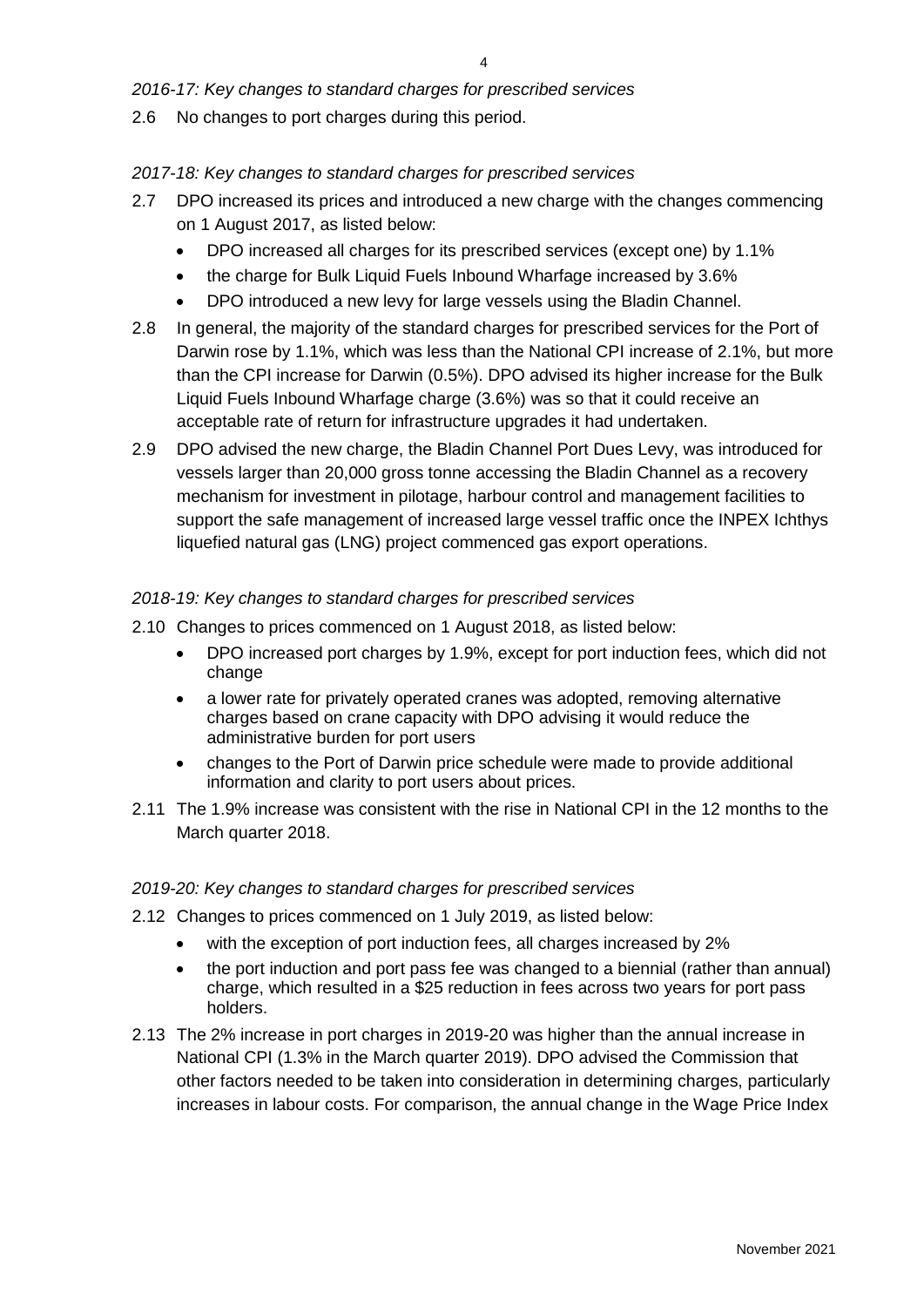*2016-17: Key changes to standard charges for prescribed services*

2.6 No changes to port charges during this period.

*2017-18: Key changes to standard charges for prescribed services*

2.7 DPO increased its prices and introduced a new charge with the changes commencing on 1 August 2017, as listed below:

- DPO increased all charges for its prescribed services (except one) by 1.1%
- the charge for Bulk Liquid Fuels Inbound Wharfage increased by 3.6%
- DPO introduced a new levy for large vessels using the Bladin Channel.

2.8 In general, the majority of the standard charges for prescribed services for the Port of Darwin rose by 1.1%, which was less than the National CPI increase of 2.1%, but more than the CPI increase for Darwin (0.5%). DPO advised its higher increase for the Bulk Liquid Fuels Inbound Wharfage charge (3.6%) was so that it could receive an acceptable rate of return for infrastructure upgrades it had undertaken.

2.9 DPO advised the new charge, the Bladin Channel Port Dues Levy, was introduced for vessels larger than 20,000 gross tonne accessing the Bladin Channel as a recovery mechanism for investment in pilotage, harbour control and management facilities to support the safe management of increased large vessel traffic once the INPEX Ichthys liquefied natural gas (LNG) project commenced gas export operations.

*2018-19: Key changes to standard charges for prescribed services*

2.10 Changes to prices commenced on 1 August 2018, as listed below:

- DPO increased port charges by 1.9%, except for port induction fees, which did not change
- a lower rate for privately operated cranes was adopted, removing alternative charges based on crane capacity with DPO advising it would reduce the administrative burden for port users
- changes to the Port of Darwin price schedule were made to provide additional information and clarity to port users about prices.

2.11 The 1.9% increase was consistent with the rise in National CPI in the 12 months to the March quarter 2018.

*2019-20: Key changes to standard charges for prescribed services*

2.12 Changes to prices commenced on 1 July 2019, as listed below:

- with the exception of port induction fees, all charges increased by 2%
- the port induction and port pass fee was changed to a biennial (rather than annual) charge, which resulted in a $25 reduction in fees across two years for port pass holders.

2.13 The 2% increase in port charges in 2019-20 was higher than the annual increase in National CPI (1.3% in the March quarter 2019). DPO advised the Commission that other factors needed to be taken into consideration in determining charges, particularly increases in labour costs. For comparison, the annual change in the Wage Price Index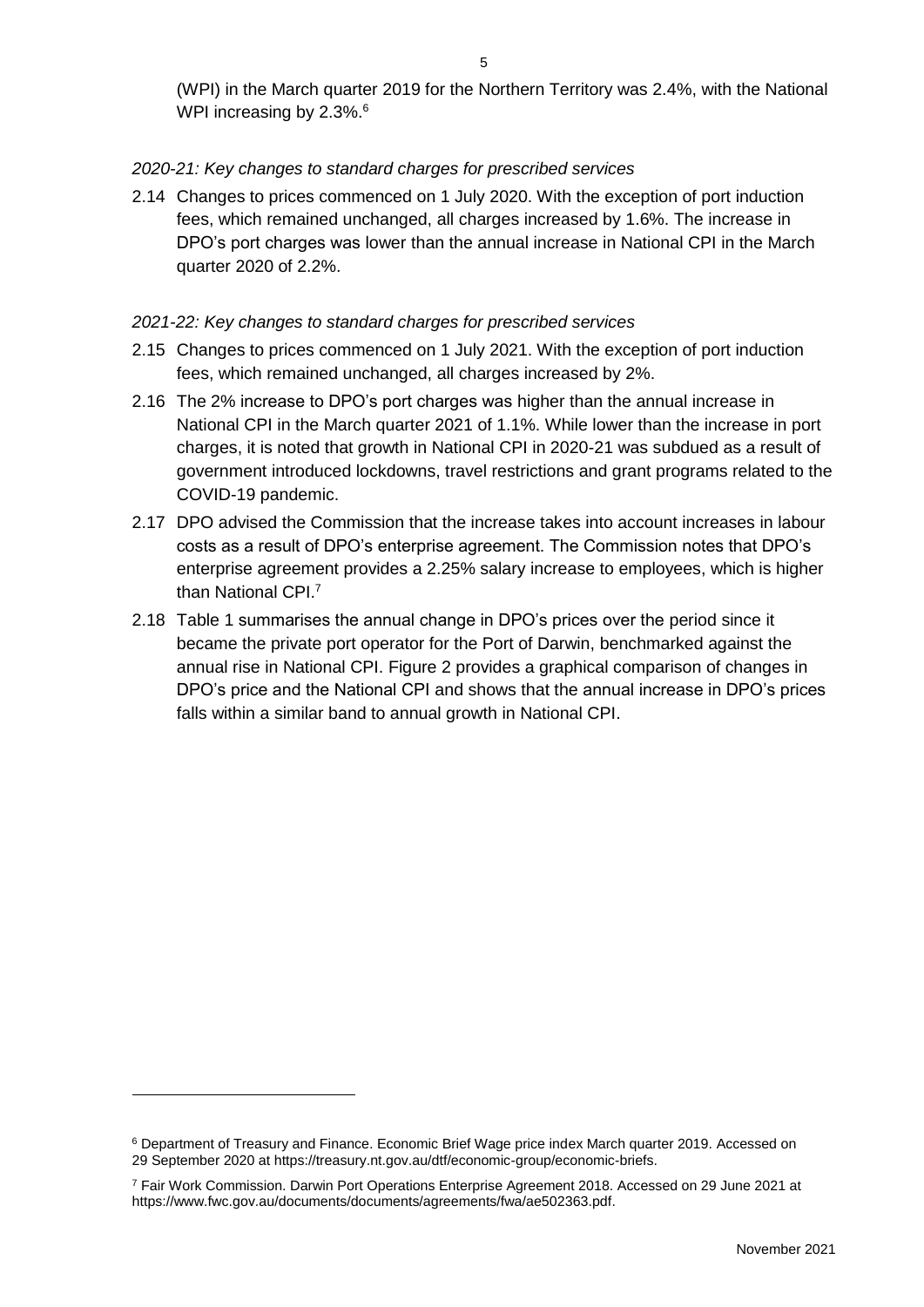(WPI) in the March quarter 2019 for the Northern Territory was 2.4%, with the National WPI increasing by 2.3%.[6]

*2020-21: Key changes to standard charges for prescribed services*

2.14 Changes to prices commenced on 1 July 2020. With the exception of port induction fees, which remained unchanged, all charges increased by 1.6%. The increase in DPO's port charges was lower than the annual increase in National CPI in the March quarter 2020 of 2.2%.

*2021-22: Key changes to standard charges for prescribed services*

2.15 Changes to prices commenced on 1 July 2021. With the exception of port induction fees, which remained unchanged, all charges increased by 2%.

2.16 The 2% increase to DPO's port charges was higher than the annual increase in National CPI in the March quarter 2021 of 1.1%. While lower than the increase in port charges, it is noted that growth in National CPI in 2020-21 was subdued as a result of government introduced lockdowns, travel restrictions and grant programs related to the COVID-19 pandemic.

2.17 DPO advised the Commission that the increase takes into account increases in labour costs as a result of DPO's enterprise agreement. The Commission notes that DPO's enterprise agreement provides a 2.25% salary increase to employees, which is higher than National CPI.[7]

2.18 Table 1 summarises the annual change in DPO's prices over the period since it became the private port operator for the Port of Darwin, benchmarked against the annual rise in National CPI. Figure 2 provides a graphical comparison of changes in DPO's price and the National CPI and shows that the annual increase in DPO's prices falls within a similar band to annual growth in National CPI.

---

[6] Department of Treasury and Finance. Economic Brief Wage price index March quarter 2019. Accessed on 29 September 2020 at https://treasury.nt.gov.au/dtf/economic-group/economic-briefs.

[7] Fair Work Commission. Darwin Port Operations Enterprise Agreement 2018. Accessed on 29 June 2021 at https://www.fwc.gov.au/documents/documents/agreements/fwa/ae502363.pdf.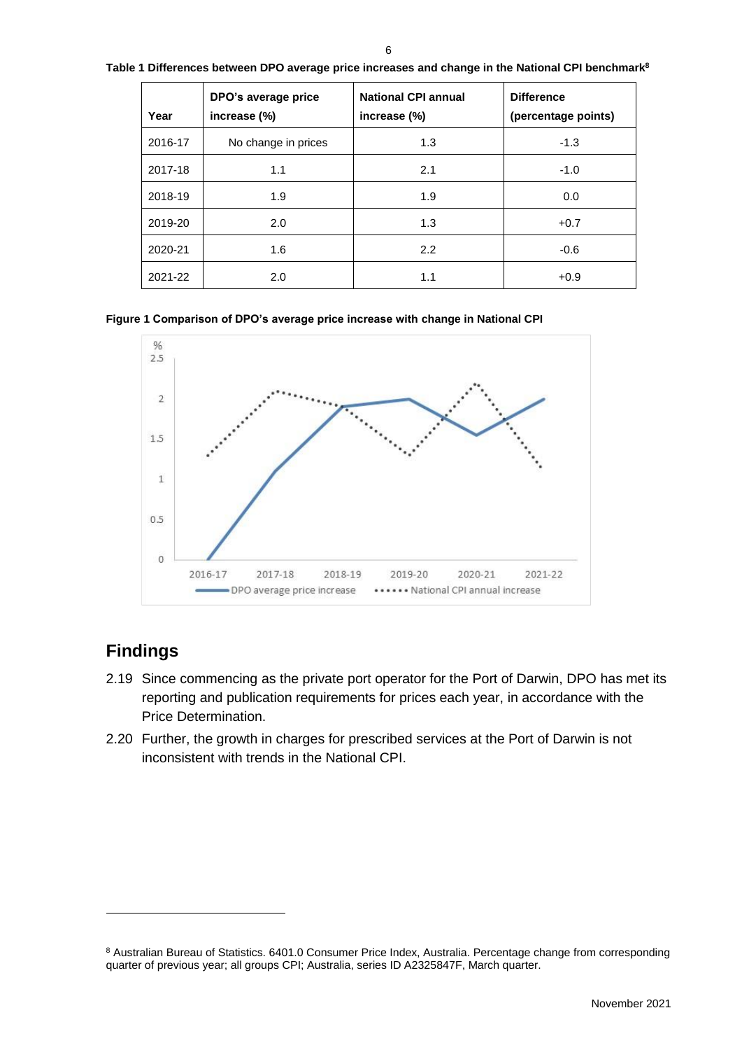**Table 1 Differences between DPO average price increases and change in the National CPI benchmark[8]**

| Year | DPO's average price increase (%) | National CPI annual increase (%) | Difference (percentage points) |
|---|---|---|---|
| 2016-17 | No change in prices | 1.3 | -1.3 |
| 2017-18 | 1.1 | 2.1 | -1.0 |
| 2018-19 | 1.9 | 1.9 | 0.0 |
| 2019-20 | 2.0 | 1.3 | +0.7 |
| 2020-21 | 1.6 | 2.2 | -0.6 |
| 2021-22 | 2.0 | 1.1 | +0.9 |

**Figure 1 Comparison of DPO's average price increase with change in National CPI**

## Findings

2.19 Since commencing as the private port operator for the Port of Darwin, DPO has met its reporting and publication requirements for prices each year, in accordance with the Price Determination.

2.20 Further, the growth in charges for prescribed services at the Port of Darwin is not inconsistent with trends in the National CPI.

---

[8] Australian Bureau of Statistics. 6401.0 Consumer Price Index, Australia. Percentage change from corresponding quarter of previous year; all groups CPI; Australia, series ID A2325847F, March quarter.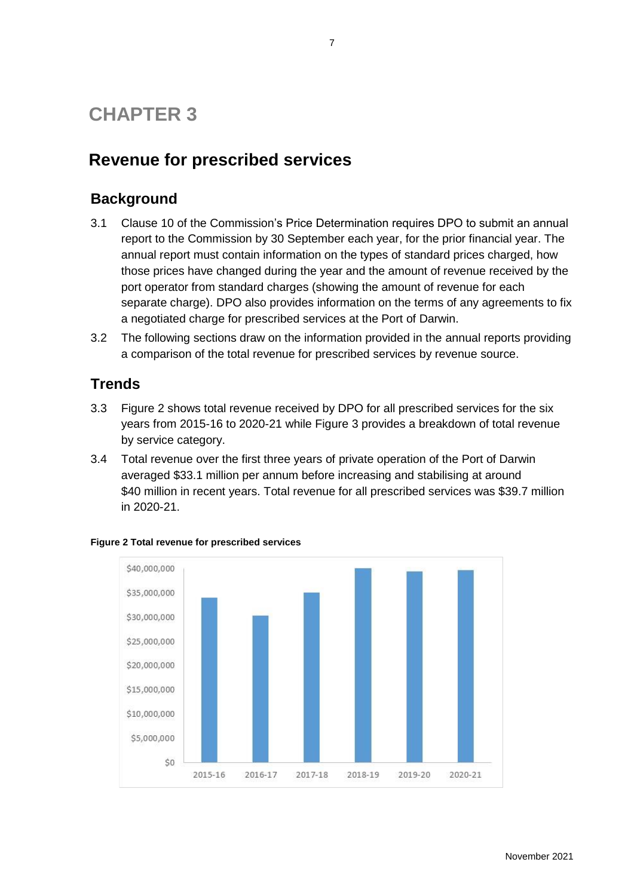# CHAPTER 3

## Revenue for prescribed services

### Background

3.1 Clause 10 of the Commission's Price Determination requires DPO to submit an annual report to the Commission by 30 September each year, for the prior financial year. The annual report must contain information on the types of standard prices charged, how those prices have changed during the year and the amount of revenue received by the port operator from standard charges (showing the amount of revenue for each separate charge). DPO also provides information on the terms of any agreements to fix a negotiated charge for prescribed services at the Port of Darwin.

3.2 The following sections draw on the information provided in the annual reports providing a comparison of the total revenue for prescribed services by revenue source.

### Trends

3.3 Figure 2 shows total revenue received by DPO for all prescribed services for the six years from 2015-16 to 2020-21 while Figure 3 provides a breakdown of total revenue by service category.

3.4 Total revenue over the first three years of private operation of the Port of Darwin averaged $33.1 million per annum before increasing and stabilising at around $40 million in recent years. Total revenue for all prescribed services was $39.7 million in 2020-21.

**Figure 2 Total revenue for prescribed services**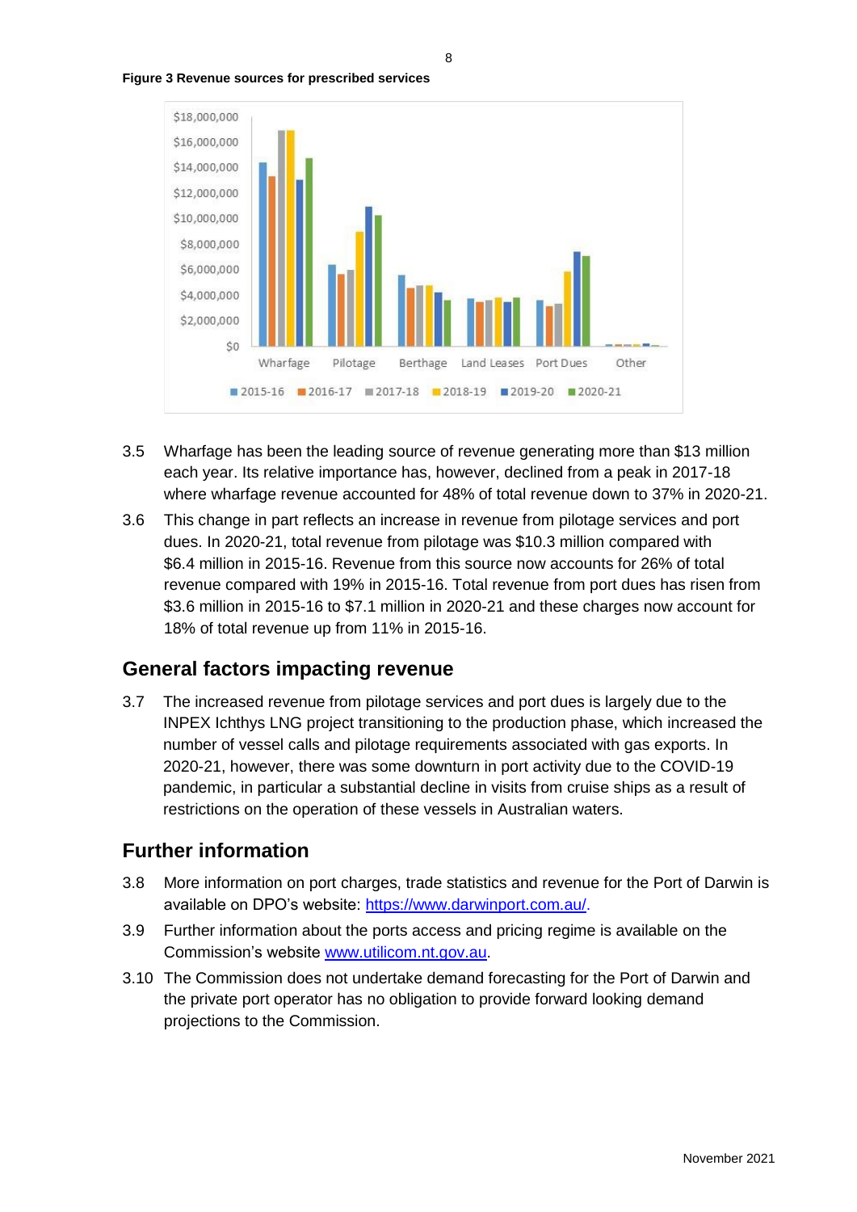**Figure 3 Revenue sources for prescribed services**

$18,000,000
$16,000,000
$14,000,000
$12,000,000
$10,000,000
$8,000,000
$6,000,000
$4,000,000
$2,000,000
$0

Wharfage Pilotage Berthage Land Leases Port Dues Other

2015-16 2016-17 2017-18 2018-19 2019-20 2020-21

3.5 Wharfage has been the leading source of revenue generating more than $13 million each year. Its relative importance has, however, declined from a peak in 2017-18 where wharfage revenue accounted for 48% of total revenue down to 37% in 2020-21.

3.6 This change in part reflects an increase in revenue from pilotage services and port dues. In 2020-21, total revenue from pilotage was $10.3 million compared with $6.4 million in 2015-16. Revenue from this source now accounts for 26% of total revenue compared with 19% in 2015-16. Total revenue from port dues has risen from $3.6 million in 2015-16 to $7.1 million in 2020-21 and these charges now account for 18% of total revenue up from 11% in 2015-16.

## General factors impacting revenue

3.7 The increased revenue from pilotage services and port dues is largely due to the INPEX Ichthys LNG project transitioning to the production phase, which increased the number of vessel calls and pilotage requirements associated with gas exports. In 2020-21, however, there was some downturn in port activity due to the COVID-19 pandemic, in particular a substantial decline in visits from cruise ships as a result of restrictions on the operation of these vessels in Australian waters.

## Further information

3.8 More information on port charges, trade statistics and revenue for the Port of Darwin is available on DPO's website: https://www.darwinport.com.au/.

3.9 Further information about the ports access and pricing regime is available on the Commission's website www.utilicom.nt.gov.au.

3.10 The Commission does not undertake demand forecasting for the Port of Darwin and the private port operator has no obligation to provide forward looking demand projections to the Commission.